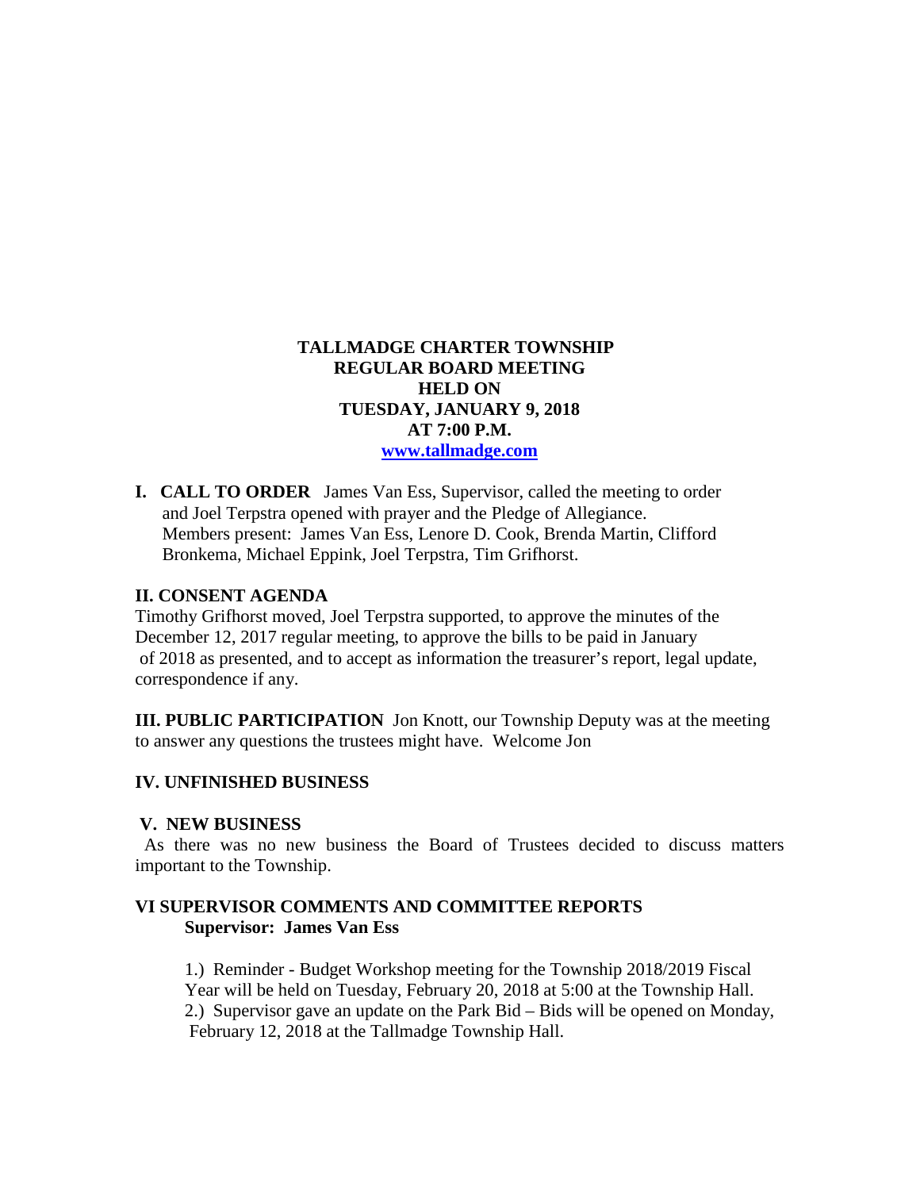**TALLMADGE CHARTER TOWNSHIP**
**REGULAR BOARD MEETING**
**HELD ON**
**TUESDAY, JANUARY 9, 2018**
**AT 7:00 P.M.**
**www.tallmadge.com**

**I. CALL TO ORDER** James Van Ess, Supervisor, called the meeting to order and Joel Terpstra opened with prayer and the Pledge of Allegiance. Members present: James Van Ess, Lenore D. Cook, Brenda Martin, Clifford Bronkema, Michael Eppink, Joel Terpstra, Tim Grifhorst.

**II. CONSENT AGENDA**

Timothy Grifhorst moved, Joel Terpstra supported, to approve the minutes of the December 12, 2017 regular meeting, to approve the bills to be paid in January of 2018 as presented, and to accept as information the treasurer's report, legal update, correspondence if any.

**III. PUBLIC PARTICIPATION** Jon Knott, our Township Deputy was at the meeting to answer any questions the trustees might have. Welcome Jon

**IV. UNFINISHED BUSINESS**

**V. NEW BUSINESS**

As there was no new business the Board of Trustees decided to discuss matters important to the Township.

**VI SUPERVISOR COMMENTS AND COMMITTEE REPORTS**

**Supervisor: James Van Ess**

1.) Reminder - Budget Workshop meeting for the Township 2018/2019 Fiscal Year will be held on Tuesday, February 20, 2018 at 5:00 at the Township Hall.
2.) Supervisor gave an update on the Park Bid – Bids will be opened on Monday, February 12, 2018 at the Tallmadge Township Hall.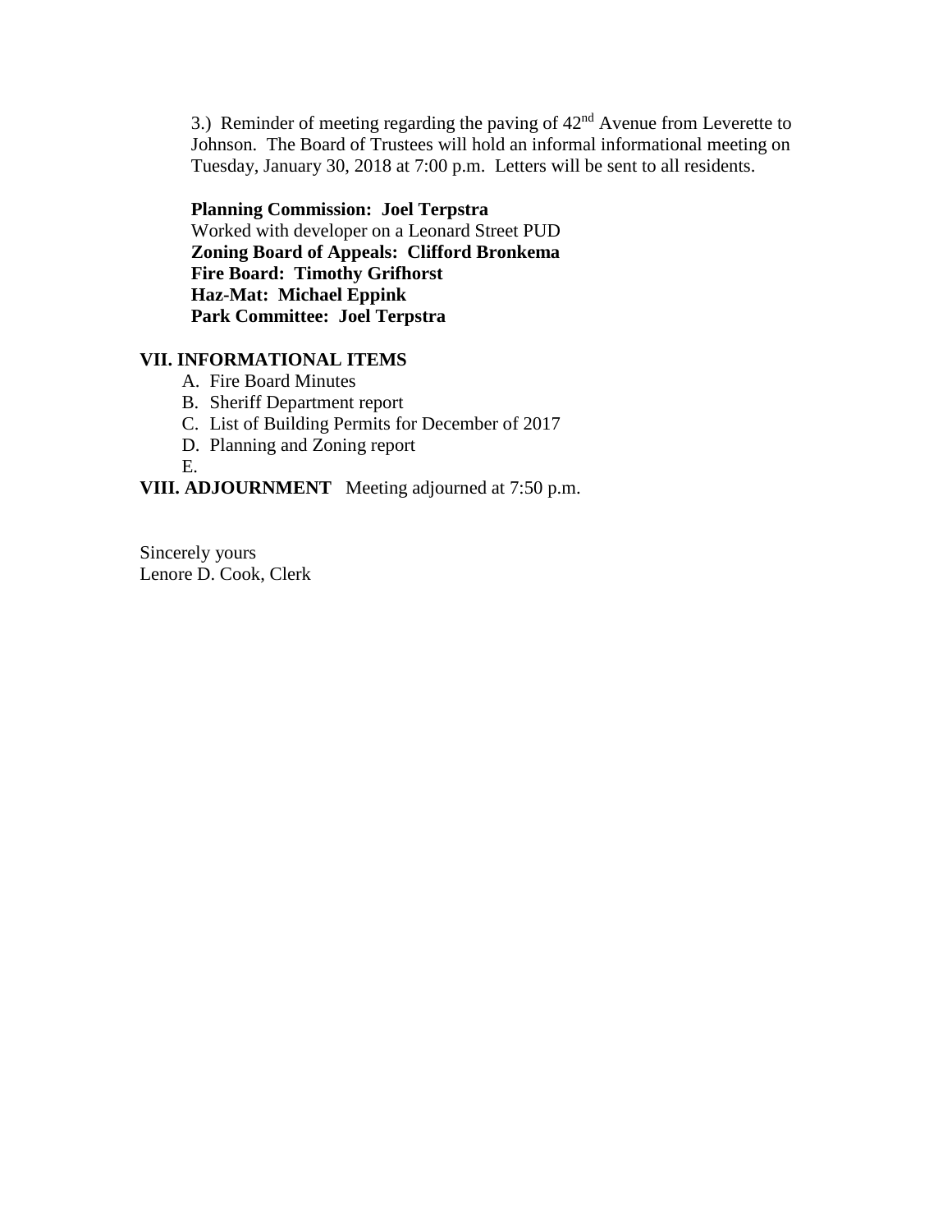3.) Reminder of meeting regarding the paving of 42nd Avenue from Leverette to Johnson. The Board of Trustees will hold an informal informational meeting on Tuesday, January 30, 2018 at 7:00 p.m. Letters will be sent to all residents.

**Planning Commission: Joel Terpstra**
Worked with developer on a Leonard Street PUD
**Zoning Board of Appeals: Clifford Bronkema**
**Fire Board: Timothy Grifhorst**
**Haz-Mat: Michael Eppink**
**Park Committee: Joel Terpstra**

## VII. INFORMATIONAL ITEMS

A. Fire Board Minutes
B. Sheriff Department report
C. List of Building Permits for December of 2017
D. Planning and Zoning report
E.

**VIII. ADJOURNMENT** Meeting adjourned at 7:50 p.m.

Sincerely yours
Lenore D. Cook, Clerk